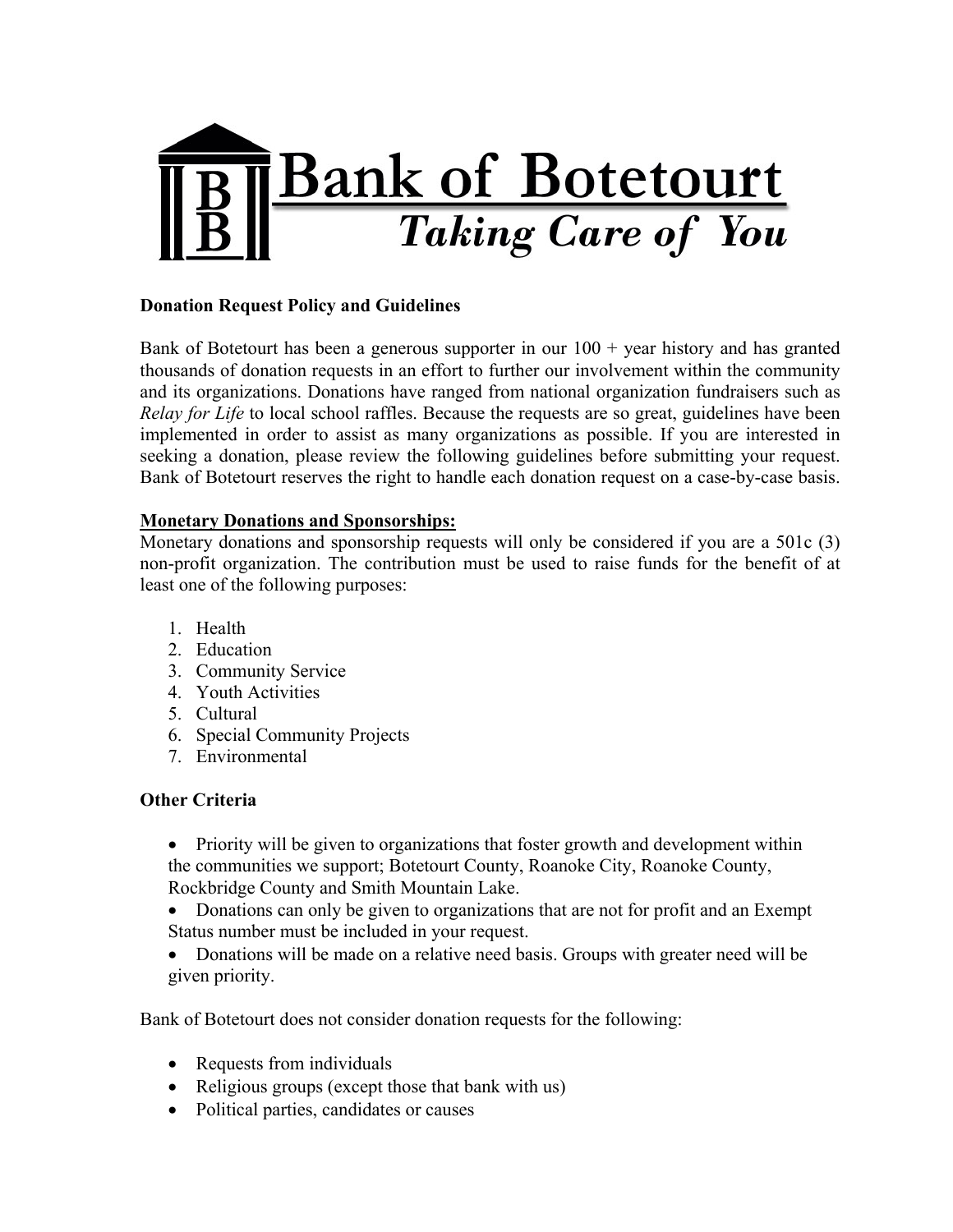# Bank of Botetourt

*Taking Care of You*

**Donation Request Policy and Guidelines**

Bank of Botetourt has been a generous supporter in our 100 + year history and has granted thousands of donation requests in an effort to further our involvement within the community and its organizations. Donations have ranged from national organization fundraisers such as *Relay for Life* to local school raffles. Because the requests are so great, guidelines have been implemented in order to assist as many organizations as possible. If you are interested in seeking a donation, please review the following guidelines before submitting your request. Bank of Botetourt reserves the right to handle each donation request on a case-by-case basis.

**Monetary Donations and Sponsorships:**

Monetary donations and sponsorship requests will only be considered if you are a 501c (3) non-profit organization. The contribution must be used to raise funds for the benefit of at least one of the following purposes:

1. Health
2. Education
3. Community Service
4. Youth Activities
5. Cultural
6. Special Community Projects
7. Environmental

**Other Criteria**

- Priority will be given to organizations that foster growth and development within the communities we support; Botetourt County, Roanoke City, Roanoke County, Rockbridge County and Smith Mountain Lake.
- Donations can only be given to organizations that are not for profit and an Exempt Status number must be included in your request.
- Donations will be made on a relative need basis. Groups with greater need will be given priority.

Bank of Botetourt does not consider donation requests for the following:

- Requests from individuals
- Religious groups (except those that bank with us)
- Political parties, candidates or causes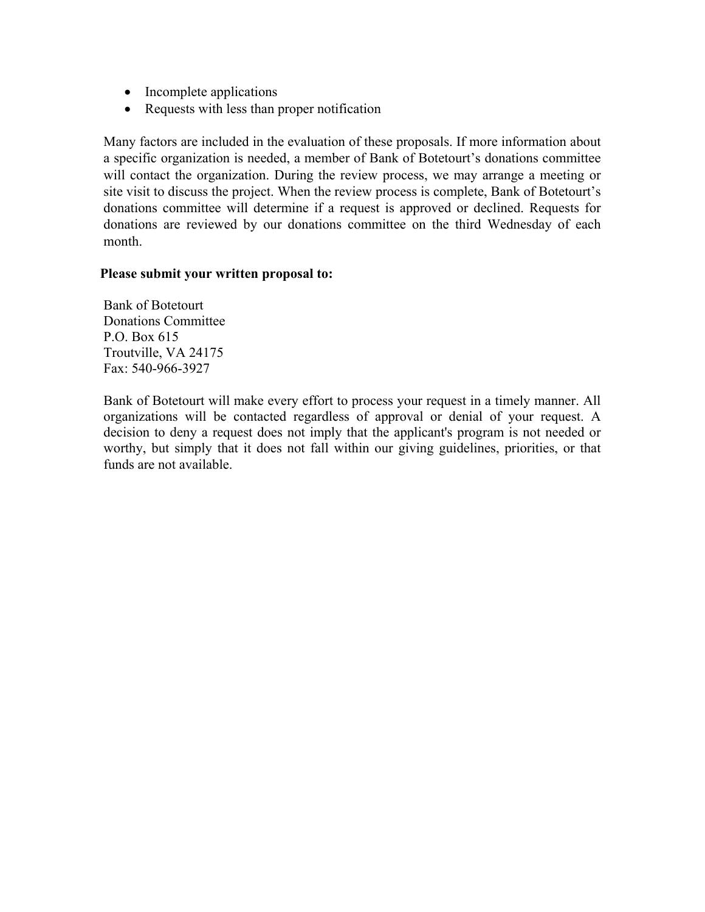- Incomplete applications
- Requests with less than proper notification

Many factors are included in the evaluation of these proposals. If more information about a specific organization is needed, a member of Bank of Botetourt's donations committee will contact the organization. During the review process, we may arrange a meeting or site visit to discuss the project. When the review process is complete, Bank of Botetourt's donations committee will determine if a request is approved or declined. Requests for donations are reviewed by our donations committee on the third Wednesday of each month.

**Please submit your written proposal to:**

Bank of Botetourt
Donations Committee
P.O. Box 615
Troutville, VA 24175
Fax: 540-966-3927

Bank of Botetourt will make every effort to process your request in a timely manner. All organizations will be contacted regardless of approval or denial of your request. A decision to deny a request does not imply that the applicant's program is not needed or worthy, but simply that it does not fall within our giving guidelines, priorities, or that funds are not available.